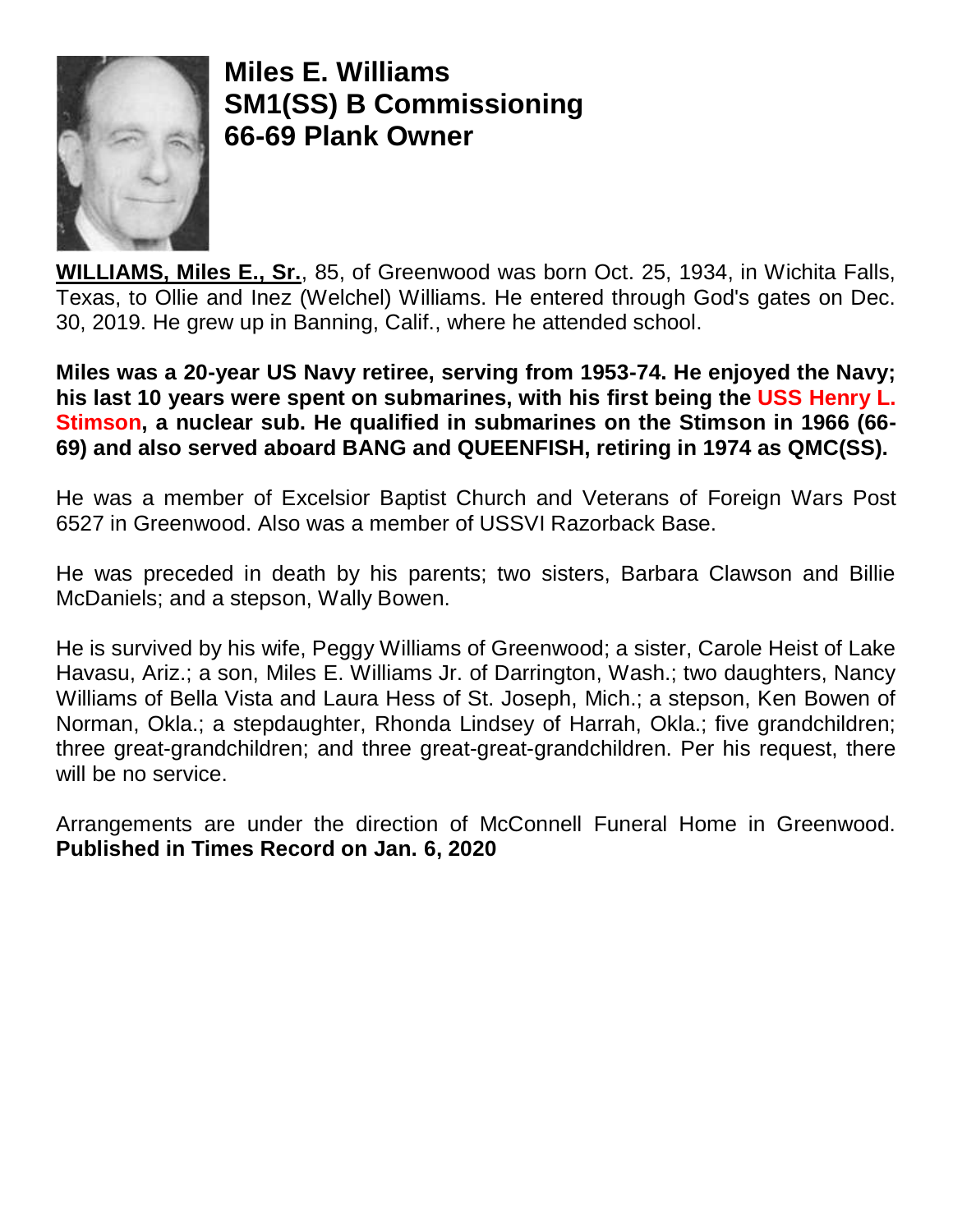# Miles E. Williams
# SM1(SS) B Commissioning
# 66-69 Plank Owner

**WILLIAMS, Miles E., Sr.**, 85, of Greenwood was born Oct. 25, 1934, in Wichita Falls, Texas, to Ollie and Inez (Welchel) Williams. He entered through God's gates on Dec. 30, 2019. He grew up in Banning, Calif., where he attended school.

**Miles was a 20-year US Navy retiree, serving from 1953-74. He enjoyed the Navy; his last 10 years were spent on submarines, with his first being the USS Henry L. Stimson, a nuclear sub. He qualified in submarines on the Stimson in 1966 (66-69) and also served aboard BANG and QUEENFISH, retiring in 1974 as QMC(SS).**

He was a member of Excelsior Baptist Church and Veterans of Foreign Wars Post 6527 in Greenwood. Also was a member of USSVI Razorback Base.

He was preceded in death by his parents; two sisters, Barbara Clawson and Billie McDaniels; and a stepson, Wally Bowen.

He is survived by his wife, Peggy Williams of Greenwood; a sister, Carole Heist of Lake Havasu, Ariz.; a son, Miles E. Williams Jr. of Darrington, Wash.; two daughters, Nancy Williams of Bella Vista and Laura Hess of St. Joseph, Mich.; a stepson, Ken Bowen of Norman, Okla.; a stepdaughter, Rhonda Lindsey of Harrah, Okla.; five grandchildren; three great-grandchildren; and three great-great-grandchildren. Per his request, there will be no service.

Arrangements are under the direction of McConnell Funeral Home in Greenwood.
**Published in Times Record on Jan. 6, 2020**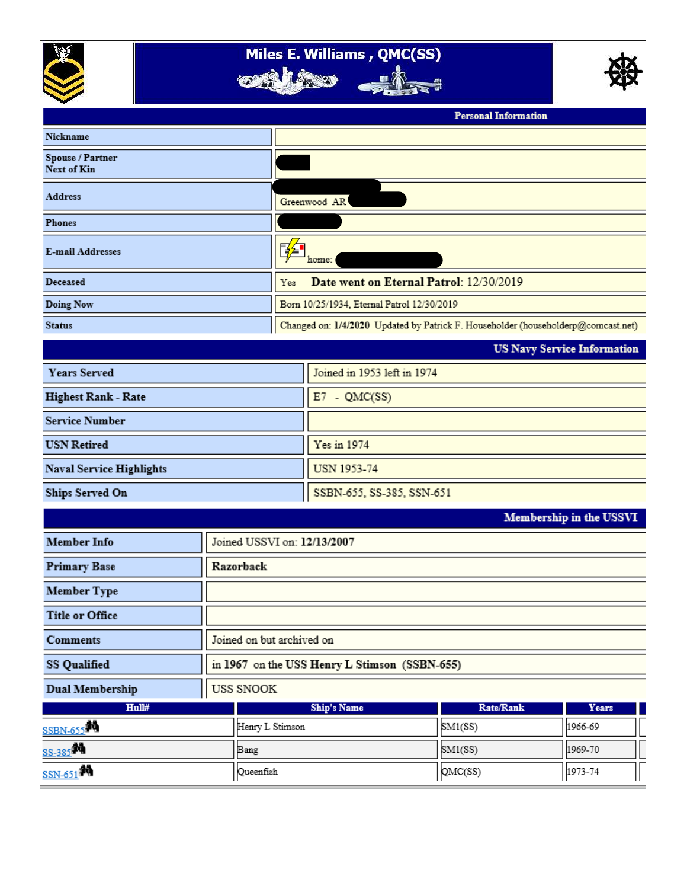# Miles E. Williams , QMC(SS)

## Personal Information

| | |
|---|---|
| Nickname | |
| Spouse / Partner Next of Kin | |
| Address | Greenwood AR |
| Phones | |
| E-mail Addresses | home: |
| Deceased | Yes **Date went on Eternal Patrol**: 12/30/2019 |
| Doing Now | Born 10/25/1934, Eternal Patrol 12/30/2019 |
| Status | Changed on: **1/4/2020** Updated by Patrick F. Householder (householderp@comcast.net) |

## US Navy Service Information

| | |
|---|---|
| Years Served | Joined in 1953 left in 1974 |
| Highest Rank - Rate | E7 - QMC(SS) |
| Service Number | |
| USN Retired | Yes in 1974 |
| Naval Service Highlights | USN 1953-74 |
| Ships Served On | SSBN-655, SS-385, SSN-651 |

## Membership in the USSVI

| | |
|---|---|
| Member Info | Joined USSVI on: **12/13/2007** |
| Primary Base | **Razorback** |
| Member Type | |
| Title or Office | |
| Comments | Joined on but archived on |
| SS Qualified | in **1967** on the **USS Henry L Stimson (SSBN-655)** |
| Dual Membership | USS SNOOK |

| Hull# | Ship's Name | Rate/Rank | Years |
|---|---|---|---|
| SSBN-655 | Henry L Stimson | SM1(SS) | 1966-69 |
| SS-385 | Bang | SM1(SS) | 1969-70 |
| SSN-651 | Queenfish | QMC(SS) | 1973-74 |